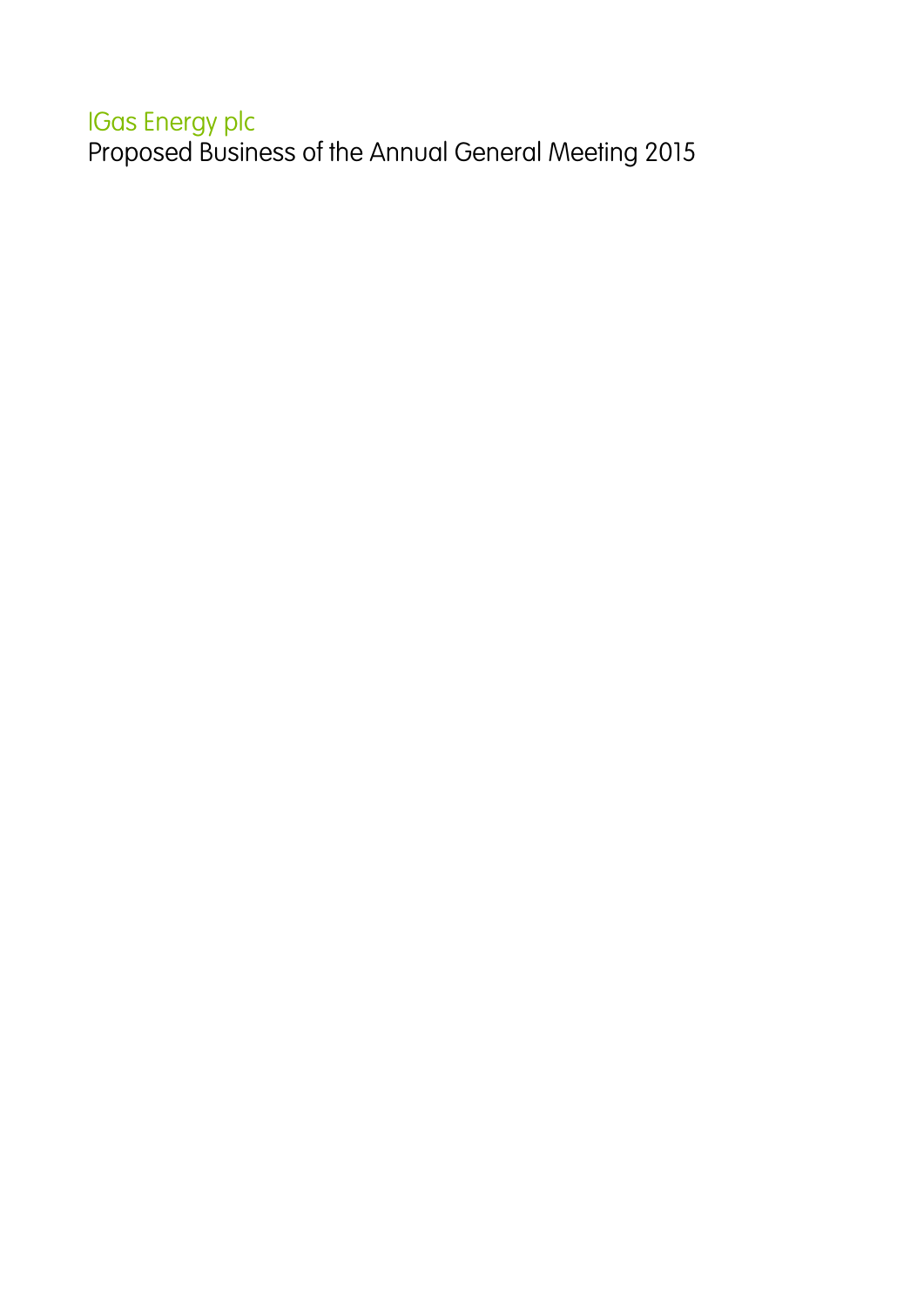# IGas Energy plc

## Proposed Business of the Annual General Meeting 2015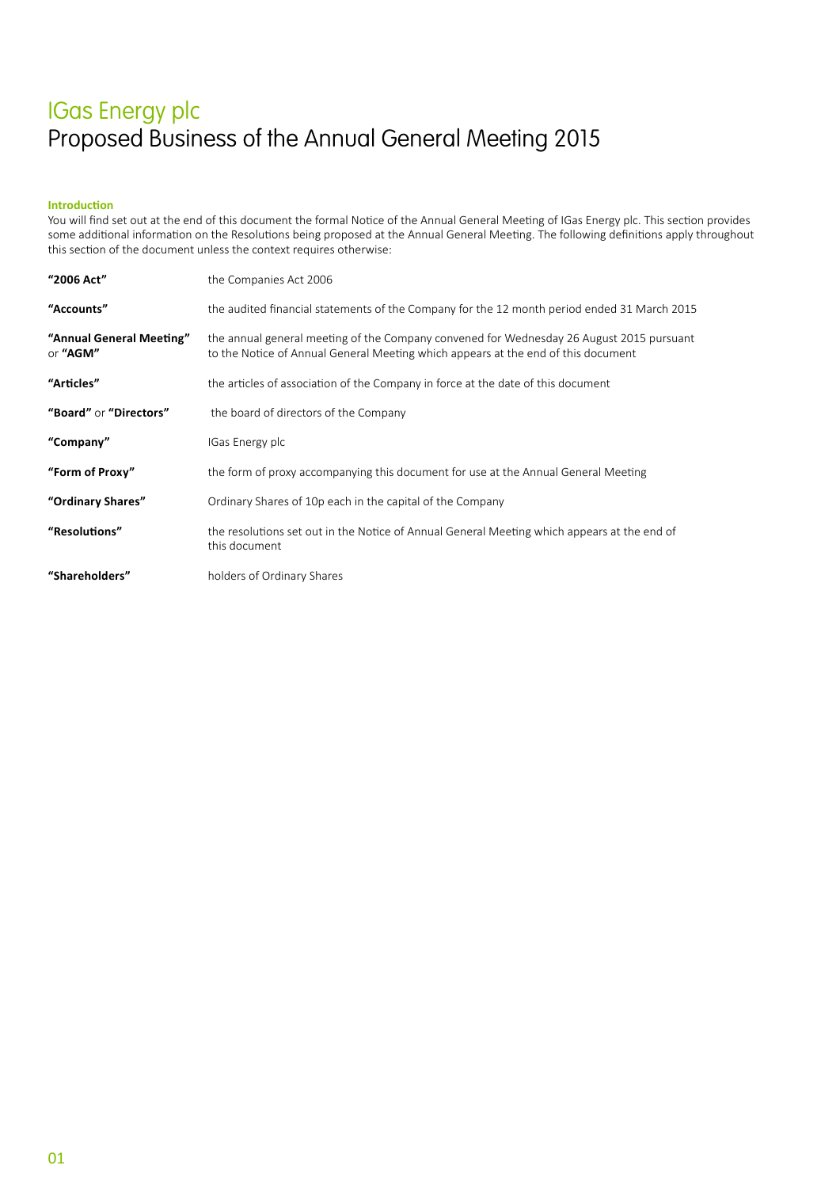# IGas Energy plc
## Proposed Business of the Annual General Meeting 2015

**Introduction**

You will find set out at the end of this document the formal Notice of the Annual General Meeting of IGas Energy plc. This section provides some additional information on the Resolutions being proposed at the Annual General Meeting. The following definitions apply throughout this section of the document unless the context requires otherwise:

| | |
|---|---|
| **"2006 Act"** | the Companies Act 2006 |
| **"Accounts"** | the audited financial statements of the Company for the 12 month period ended 31 March 2015 |
| **"Annual General Meeting"** or **"AGM"** | the annual general meeting of the Company convened for Wednesday 26 August 2015 pursuant to the Notice of Annual General Meeting which appears at the end of this document |
| **"Articles"** | the articles of association of the Company in force at the date of this document |
| **"Board"** or **"Directors"** | the board of directors of the Company |
| **"Company"** | IGas Energy plc |
| **"Form of Proxy"** | the form of proxy accompanying this document for use at the Annual General Meeting |
| **"Ordinary Shares"** | Ordinary Shares of 10p each in the capital of the Company |
| **"Resolutions"** | the resolutions set out in the Notice of Annual General Meeting which appears at the end of this document |
| **"Shareholders"** | holders of Ordinary Shares |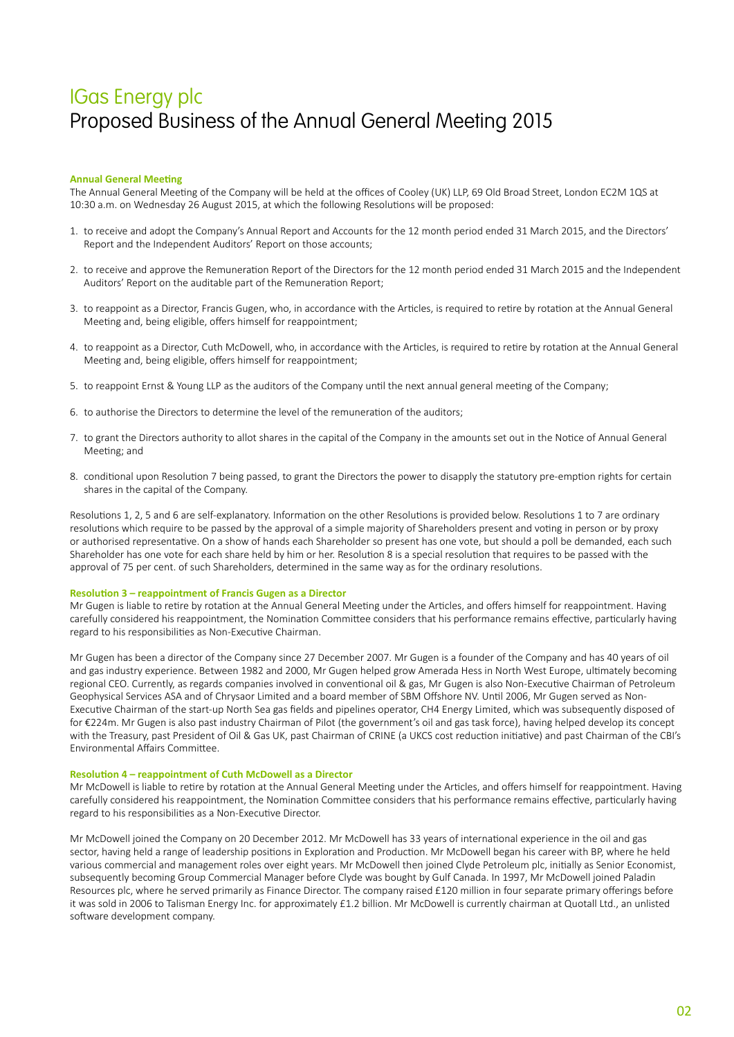# IGas Energy plc
## Proposed Business of the Annual General Meeting 2015

**Annual General Meeting**

The Annual General Meeting of the Company will be held at the offices of Cooley (UK) LLP, 69 Old Broad Street, London EC2M 1QS at 10:30 a.m. on Wednesday 26 August 2015, at which the following Resolutions will be proposed:

1. to receive and adopt the Company's Annual Report and Accounts for the 12 month period ended 31 March 2015, and the Directors' Report and the Independent Auditors' Report on those accounts;
2. to receive and approve the Remuneration Report of the Directors for the 12 month period ended 31 March 2015 and the Independent Auditors' Report on the auditable part of the Remuneration Report;
3. to reappoint as a Director, Francis Gugen, who, in accordance with the Articles, is required to retire by rotation at the Annual General Meeting and, being eligible, offers himself for reappointment;
4. to reappoint as a Director, Cuth McDowell, who, in accordance with the Articles, is required to retire by rotation at the Annual General Meeting and, being eligible, offers himself for reappointment;
5. to reappoint Ernst & Young LLP as the auditors of the Company until the next annual general meeting of the Company;
6. to authorise the Directors to determine the level of the remuneration of the auditors;
7. to grant the Directors authority to allot shares in the capital of the Company in the amounts set out in the Notice of Annual General Meeting; and
8. conditional upon Resolution 7 being passed, to grant the Directors the power to disapply the statutory pre-emption rights for certain shares in the capital of the Company.

Resolutions 1, 2, 5 and 6 are self-explanatory. Information on the other Resolutions is provided below. Resolutions 1 to 7 are ordinary resolutions which require to be passed by the approval of a simple majority of Shareholders present and voting in person or by proxy or authorised representative. On a show of hands each Shareholder so present has one vote, but should a poll be demanded, each such Shareholder has one vote for each share held by him or her. Resolution 8 is a special resolution that requires to be passed with the approval of 75 per cent. of such Shareholders, determined in the same way as for the ordinary resolutions.

**Resolution 3 – reappointment of Francis Gugen as a Director**

Mr Gugen is liable to retire by rotation at the Annual General Meeting under the Articles, and offers himself for reappointment. Having carefully considered his reappointment, the Nomination Committee considers that his performance remains effective, particularly having regard to his responsibilities as Non-Executive Chairman.

Mr Gugen has been a director of the Company since 27 December 2007. Mr Gugen is a founder of the Company and has 40 years of oil and gas industry experience. Between 1982 and 2000, Mr Gugen helped grow Amerada Hess in North West Europe, ultimately becoming regional CEO. Currently, as regards companies involved in conventional oil & gas, Mr Gugen is also Non-Executive Chairman of Petroleum Geophysical Services ASA and of Chrysaor Limited and a board member of SBM Offshore NV. Until 2006, Mr Gugen served as Non-Executive Chairman of the start-up North Sea gas fields and pipelines operator, CH4 Energy Limited, which was subsequently disposed of for €224m. Mr Gugen is also past industry Chairman of Pilot (the government's oil and gas task force), having helped develop its concept with the Treasury, past President of Oil & Gas UK, past Chairman of CRINE (a UKCS cost reduction initiative) and past Chairman of the CBI's Environmental Affairs Committee.

**Resolution 4 – reappointment of Cuth McDowell as a Director**

Mr McDowell is liable to retire by rotation at the Annual General Meeting under the Articles, and offers himself for reappointment. Having carefully considered his reappointment, the Nomination Committee considers that his performance remains effective, particularly having regard to his responsibilities as a Non-Executive Director.

Mr McDowell joined the Company on 20 December 2012. Mr McDowell has 33 years of international experience in the oil and gas sector, having held a range of leadership positions in Exploration and Production. Mr McDowell began his career with BP, where he held various commercial and management roles over eight years. Mr McDowell then joined Clyde Petroleum plc, initially as Senior Economist, subsequently becoming Group Commercial Manager before Clyde was bought by Gulf Canada. In 1997, Mr McDowell joined Paladin Resources plc, where he served primarily as Finance Director. The company raised £120 million in four separate primary offerings before it was sold in 2006 to Talisman Energy Inc. for approximately £1.2 billion. Mr McDowell is currently chairman at Quotall Ltd., an unlisted software development company.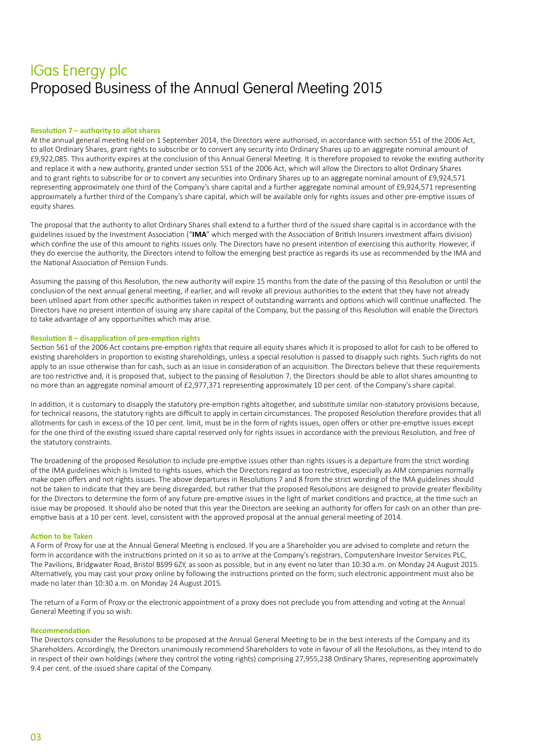# IGas Energy plc
## Proposed Business of the Annual General Meeting 2015

**Resolution 7 – authority to allot shares**

At the annual general meeting held on 1 September 2014, the Directors were authorised, in accordance with section 551 of the 2006 Act, to allot Ordinary Shares, grant rights to subscribe or to convert any security into Ordinary Shares up to an aggregate nominal amount of £9,922,085. This authority expires at the conclusion of this Annual General Meeting. It is therefore proposed to revoke the existing authority and replace it with a new authority, granted under section 551 of the 2006 Act, which will allow the Directors to allot Ordinary Shares and to grant rights to subscribe for or to convert any securities into Ordinary Shares up to an aggregate nominal amount of £9,924,571 representing approximately one third of the Company's share capital and a further aggregate nominal amount of £9,924,571 representing approximately a further third of the Company's share capital, which will be available only for rights issues and other pre-emptive issues of equity shares.

The proposal that the authority to allot Ordinary Shares shall extend to a further third of the issued share capital is in accordance with the guidelines issued by the Investment Association ("**IMA**" which merged with the Association of British Insurers investment affairs division) which confine the use of this amount to rights issues only. The Directors have no present intention of exercising this authority. However, if they do exercise the authority, the Directors intend to follow the emerging best practice as regards its use as recommended by the IMA and the National Association of Pension Funds.

Assuming the passing of this Resolution, the new authority will expire 15 months from the date of the passing of this Resolution or until the conclusion of the next annual general meeting, if earlier, and will revoke all previous authorities to the extent that they have not already been utilised apart from other specific authorities taken in respect of outstanding warrants and options which will continue unaffected. The Directors have no present intention of issuing any share capital of the Company, but the passing of this Resolution will enable the Directors to take advantage of any opportunities which may arise.

**Resolution 8 – disapplication of pre-emption rights**

Section 561 of the 2006 Act contains pre-emption rights that require all equity shares which it is proposed to allot for cash to be offered to existing shareholders in proportion to existing shareholdings, unless a special resolution is passed to disapply such rights. Such rights do not apply to an issue otherwise than for cash, such as an issue in consideration of an acquisition. The Directors believe that these requirements are too restrictive and, it is proposed that, subject to the passing of Resolution 7, the Directors should be able to allot shares amounting to no more than an aggregate nominal amount of £2,977,371 representing approximately 10 per cent. of the Company's share capital.

In addition, it is customary to disapply the statutory pre-emption rights altogether, and substitute similar non-statutory provisions because, for technical reasons, the statutory rights are difficult to apply in certain circumstances. The proposed Resolution therefore provides that all allotments for cash in excess of the 10 per cent. limit, must be in the form of rights issues, open offers or other pre-emptive issues except for the one third of the existing issued share capital reserved only for rights issues in accordance with the previous Resolution, and free of the statutory constraints.

The broadening of the proposed Resolution to include pre-emptive issues other than rights issues is a departure from the strict wording of the IMA guidelines which is limited to rights issues, which the Directors regard as too restrictive, especially as AIM companies normally make open offers and not rights issues. The above departures in Resolutions 7 and 8 from the strict wording of the IMA guidelines should not be taken to indicate that they are being disregarded, but rather that the proposed Resolutions are designed to provide greater flexibility for the Directors to determine the form of any future pre-emptive issues in the light of market conditions and practice, at the time such an issue may be proposed. It should also be noted that this year the Directors are seeking an authority for offers for cash on an other than pre-emptive basis at a 10 per cent. level, consistent with the approved proposal at the annual general meeting of 2014.

**Action to be Taken**

A Form of Proxy for use at the Annual General Meeting is enclosed. If you are a Shareholder you are advised to complete and return the form in accordance with the instructions printed on it so as to arrive at the Company's registrars, Computershare Investor Services PLC, The Pavilions, Bridgwater Road, Bristol BS99 6ZY, as soon as possible, but in any event no later than 10:30 a.m. on Monday 24 August 2015. Alternatively, you may cast your proxy online by following the instructions printed on the form; such electronic appointment must also be made no later than 10:30 a.m. on Monday 24 August 2015.

The return of a Form of Proxy or the electronic appointment of a proxy does not preclude you from attending and voting at the Annual General Meeting if you so wish.

**Recommendation**

The Directors consider the Resolutions to be proposed at the Annual General Meeting to be in the best interests of the Company and its Shareholders. Accordingly, the Directors unanimously recommend Shareholders to vote in favour of all the Resolutions, as they intend to do in respect of their own holdings (where they control the voting rights) comprising 27,955,238 Ordinary Shares, representing approximately 9.4 per cent. of the issued share capital of the Company.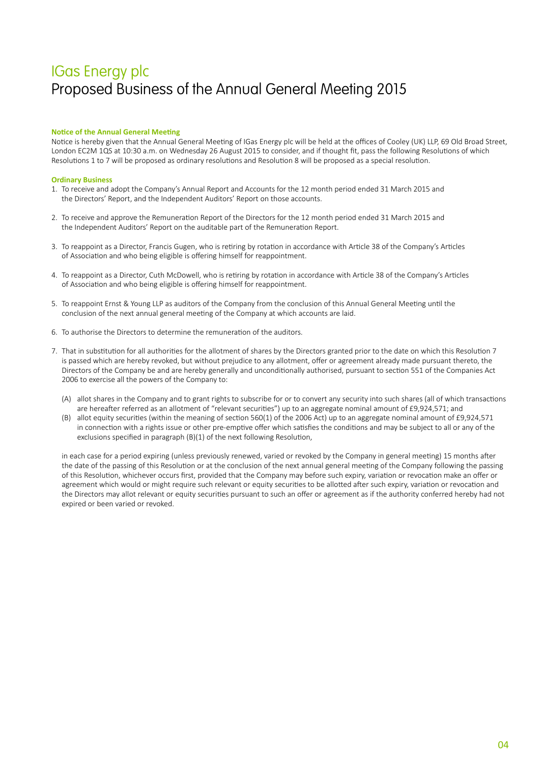# IGas Energy plc
## Proposed Business of the Annual General Meeting 2015

**Notice of the Annual General Meeting**

Notice is hereby given that the Annual General Meeting of IGas Energy plc will be held at the offices of Cooley (UK) LLP, 69 Old Broad Street, London EC2M 1QS at 10:30 a.m. on Wednesday 26 August 2015 to consider, and if thought fit, pass the following Resolutions of which Resolutions 1 to 7 will be proposed as ordinary resolutions and Resolution 8 will be proposed as a special resolution.

**Ordinary Business**

1. To receive and adopt the Company's Annual Report and Accounts for the 12 month period ended 31 March 2015 and the Directors' Report, and the Independent Auditors' Report on those accounts.

2. To receive and approve the Remuneration Report of the Directors for the 12 month period ended 31 March 2015 and the Independent Auditors' Report on the auditable part of the Remuneration Report.

3. To reappoint as a Director, Francis Gugen, who is retiring by rotation in accordance with Article 38 of the Company's Articles of Association and who being eligible is offering himself for reappointment.

4. To reappoint as a Director, Cuth McDowell, who is retiring by rotation in accordance with Article 38 of the Company's Articles of Association and who being eligible is offering himself for reappointment.

5. To reappoint Ernst & Young LLP as auditors of the Company from the conclusion of this Annual General Meeting until the conclusion of the next annual general meeting of the Company at which accounts are laid.

6. To authorise the Directors to determine the remuneration of the auditors.

7. That in substitution for all authorities for the allotment of shares by the Directors granted prior to the date on which this Resolution 7 is passed which are hereby revoked, but without prejudice to any allotment, offer or agreement already made pursuant thereto, the Directors of the Company be and are hereby generally and unconditionally authorised, pursuant to section 551 of the Companies Act 2006 to exercise all the powers of the Company to:

   (A) allot shares in the Company and to grant rights to subscribe for or to convert any security into such shares (all of which transactions are hereafter referred as an allotment of "relevant securities") up to an aggregate nominal amount of £9,924,571; and

   (B) allot equity securities (within the meaning of section 560(1) of the 2006 Act) up to an aggregate nominal amount of £9,924,571 in connection with a rights issue or other pre-emptive offer which satisfies the conditions and may be subject to all or any of the exclusions specified in paragraph (B)(1) of the next following Resolution,

   in each case for a period expiring (unless previously renewed, varied or revoked by the Company in general meeting) 15 months after the date of the passing of this Resolution or at the conclusion of the next annual general meeting of the Company following the passing of this Resolution, whichever occurs first, provided that the Company may before such expiry, variation or revocation make an offer or agreement which would or might require such relevant or equity securities to be allotted after such expiry, variation or revocation and the Directors may allot relevant or equity securities pursuant to such an offer or agreement as if the authority conferred hereby had not expired or been varied or revoked.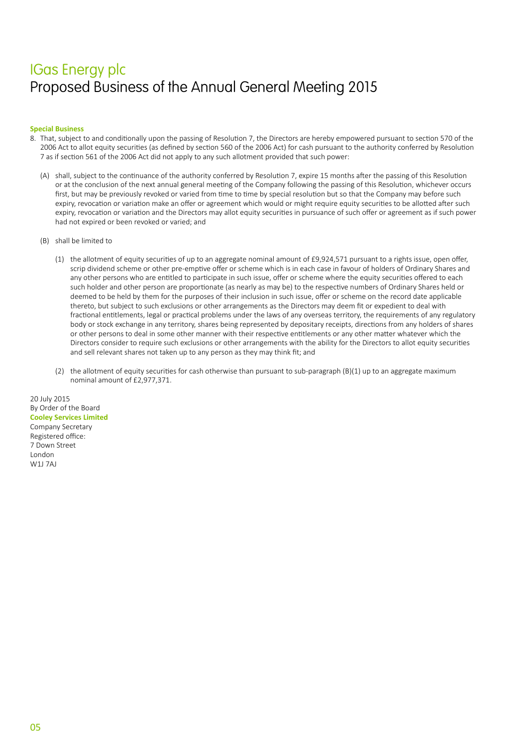# IGas Energy plc

## Proposed Business of the Annual General Meeting 2015

**Special Business**

8. That, subject to and conditionally upon the passing of Resolution 7, the Directors are hereby empowered pursuant to section 570 of the 2006 Act to allot equity securities (as defined by section 560 of the 2006 Act) for cash pursuant to the authority conferred by Resolution 7 as if section 561 of the 2006 Act did not apply to any such allotment provided that such power:

   (A) shall, subject to the continuance of the authority conferred by Resolution 7, expire 15 months after the passing of this Resolution or at the conclusion of the next annual general meeting of the Company following the passing of this Resolution, whichever occurs first, but may be previously revoked or varied from time to time by special resolution but so that the Company may before such expiry, revocation or variation make an offer or agreement which would or might require equity securities to be allotted after such expiry, revocation or variation and the Directors may allot equity securities in pursuance of such offer or agreement as if such power had not expired or been revoked or varied; and

   (B) shall be limited to

      (1) the allotment of equity securities of up to an aggregate nominal amount of £9,924,571 pursuant to a rights issue, open offer, scrip dividend scheme or other pre-emptive offer or scheme which is in each case in favour of holders of Ordinary Shares and any other persons who are entitled to participate in such issue, offer or scheme where the equity securities offered to each such holder and other person are proportionate (as nearly as may be) to the respective numbers of Ordinary Shares held or deemed to be held by them for the purposes of their inclusion in such issue, offer or scheme on the record date applicable thereto, but subject to such exclusions or other arrangements as the Directors may deem fit or expedient to deal with fractional entitlements, legal or practical problems under the laws of any overseas territory, the requirements of any regulatory body or stock exchange in any territory, shares being represented by depositary receipts, directions from any holders of shares or other persons to deal in some other manner with their respective entitlements or any other matter whatever which the Directors consider to require such exclusions or other arrangements with the ability for the Directors to allot equity securities and sell relevant shares not taken up to any person as they may think fit; and

      (2) the allotment of equity securities for cash otherwise than pursuant to sub-paragraph (B)(1) up to an aggregate maximum nominal amount of £2,977,371.

20 July 2015
By Order of the Board
**Cooley Services Limited**
Company Secretary
Registered office:
7 Down Street
London
W1J 7AJ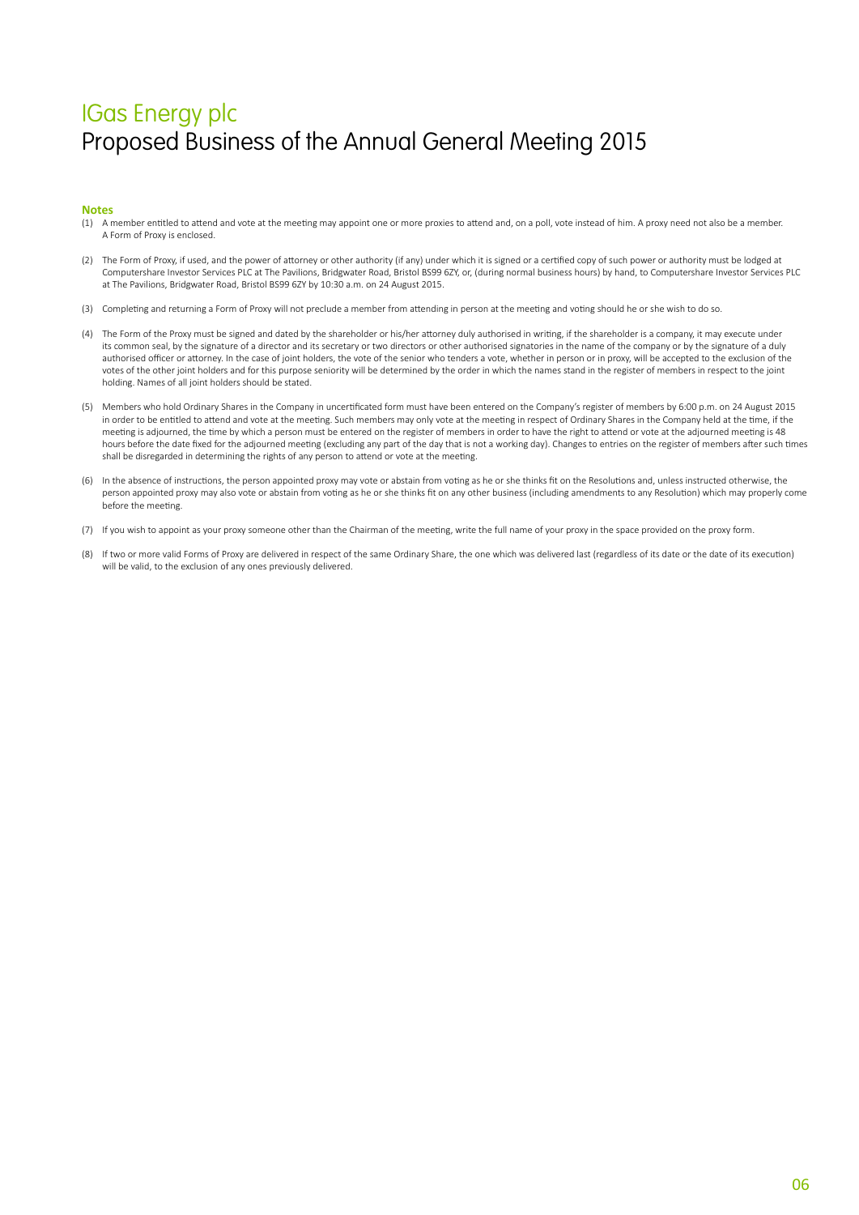# IGas Energy plc
## Proposed Business of the Annual General Meeting 2015

**Notes**

(1) A member entitled to attend and vote at the meeting may appoint one or more proxies to attend and, on a poll, vote instead of him. A proxy need not also be a member. A Form of Proxy is enclosed.

(2) The Form of Proxy, if used, and the power of attorney or other authority (if any) under which it is signed or a certified copy of such power or authority must be lodged at Computershare Investor Services PLC at The Pavilions, Bridgwater Road, Bristol BS99 6ZY, or, (during normal business hours) by hand, to Computershare Investor Services PLC at The Pavilions, Bridgwater Road, Bristol BS99 6ZY by 10:30 a.m. on 24 August 2015.

(3) Completing and returning a Form of Proxy will not preclude a member from attending in person at the meeting and voting should he or she wish to do so.

(4) The Form of the Proxy must be signed and dated by the shareholder or his/her attorney duly authorised in writing, if the shareholder is a company, it may execute under its common seal, by the signature of a director and its secretary or two directors or other authorised signatories in the name of the company or by the signature of a duly authorised officer or attorney. In the case of joint holders, the vote of the senior who tenders a vote, whether in person or in proxy, will be accepted to the exclusion of the votes of the other joint holders and for this purpose seniority will be determined by the order in which the names stand in the register of members in respect to the joint holding. Names of all joint holders should be stated.

(5) Members who hold Ordinary Shares in the Company in uncertificated form must have been entered on the Company's register of members by 6:00 p.m. on 24 August 2015 in order to be entitled to attend and vote at the meeting. Such members may only vote at the meeting in respect of Ordinary Shares in the Company held at the time, if the meeting is adjourned, the time by which a person must be entered on the register of members in order to have the right to attend or vote at the adjourned meeting is 48 hours before the date fixed for the adjourned meeting (excluding any part of the day that is not a working day). Changes to entries on the register of members after such times shall be disregarded in determining the rights of any person to attend or vote at the meeting.

(6) In the absence of instructions, the person appointed proxy may vote or abstain from voting as he or she thinks fit on the Resolutions and, unless instructed otherwise, the person appointed proxy may also vote or abstain from voting as he or she thinks fit on any other business (including amendments to any Resolution) which may properly come before the meeting.

(7) If you wish to appoint as your proxy someone other than the Chairman of the meeting, write the full name of your proxy in the space provided on the proxy form.

(8) If two or more valid Forms of Proxy are delivered in respect of the same Ordinary Share, the one which was delivered last (regardless of its date or the date of its execution) will be valid, to the exclusion of any ones previously delivered.